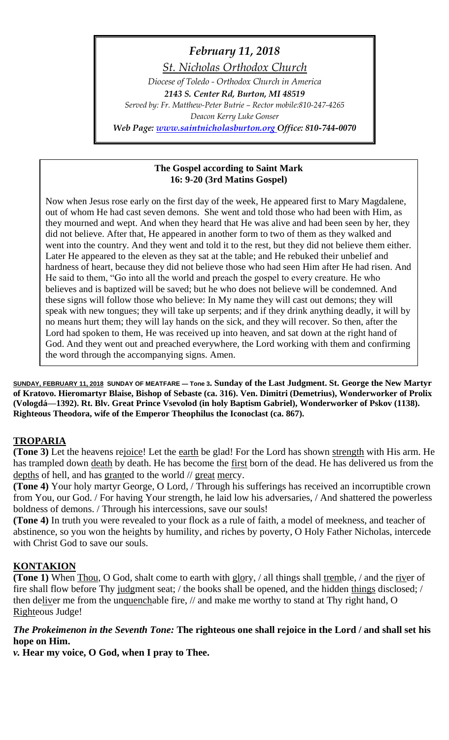*February 11, 2018*

*St. Nicholas Orthodox Church*

*Diocese of Toledo - Orthodox Church in America*

***2143 S. Center Rd, Burton, MI 48519***

*Served by: Fr. Matthew-Peter Butrie – Rector mobile:810-247-4265*

*Deacon Kerry Luke Gonser*

***Web Page: www.saintnicholasburton.org Office: 810-744-0070***

**The Gospel according to Saint Mark**
**16: 9-20 (3rd Matins Gospel)**

Now when Jesus rose early on the first day of the week, He appeared first to Mary Magdalene, out of whom He had cast seven demons. She went and told those who had been with Him, as they mourned and wept. And when they heard that He was alive and had been seen by her, they did not believe. After that, He appeared in another form to two of them as they walked and went into the country. And they went and told it to the rest, but they did not believe them either. Later He appeared to the eleven as they sat at the table; and He rebuked their unbelief and hardness of heart, because they did not believe those who had seen Him after He had risen. And He said to them, "Go into all the world and preach the gospel to every creature. He who believes and is baptized will be saved; but he who does not believe will be condemned. And these signs will follow those who believe: In My name they will cast out demons; they will speak with new tongues; they will take up serpents; and if they drink anything deadly, it will by no means hurt them; they will lay hands on the sick, and they will recover. So then, after the Lord had spoken to them, He was received up into heaven, and sat down at the right hand of God. And they went out and preached everywhere, the Lord working with them and confirming the word through the accompanying signs. Amen.

**SUNDAY, FEBRUARY 11, 2018 SUNDAY OF MEATFARE — Tone 3. Sunday of the Last Judgment. St. George the New Martyr of Kratovo. Hieromartyr Blaise, Bishop of Sebaste (ca. 316). Ven. Dimitri (Demetrius), Wonderworker of Prolix (Vologdá—1392). Rt. Blv. Great Prince Vsevolod (in holy Baptism Gabriel), Wonderworker of Pskov (1138). Righteous Theodora, wife of the Emperor Theophilus the Iconoclast (ca. 867).**

## TROPARIA

**(Tone 3)** Let the heavens rejoice! Let the earth be glad! For the Lord has shown strength with His arm. He has trampled down death by death. He has become the first born of the dead. He has delivered us from the depths of hell, and has granted to the world // great mercy.

**(Tone 4)** Your holy martyr George, O Lord, / Through his sufferings has received an incorruptible crown from You, our God. / For having Your strength, he laid low his adversaries, / And shattered the powerless boldness of demons. / Through his intercessions, save our souls!

**(Tone 4)** In truth you were revealed to your flock as a rule of faith, a model of meekness, and teacher of abstinence, so you won the heights by humility, and riches by poverty, O Holy Father Nicholas, intercede with Christ God to save our souls.

## KONTAKION

**(Tone 1)** When Thou, O God, shalt come to earth with glory, / all things shall tremble, / and the river of fire shall flow before Thy judgment seat; / the books shall be opened, and the hidden things disclosed; / then deliver me from the unquenchable fire, // and make me worthy to stand at Thy right hand, O Righteous Judge!

***The Prokeimenon in the Seventh Tone:* The righteous one shall rejoice in the Lord / and shall set his hope on Him.**

***v.* Hear my voice, O God, when I pray to Thee.**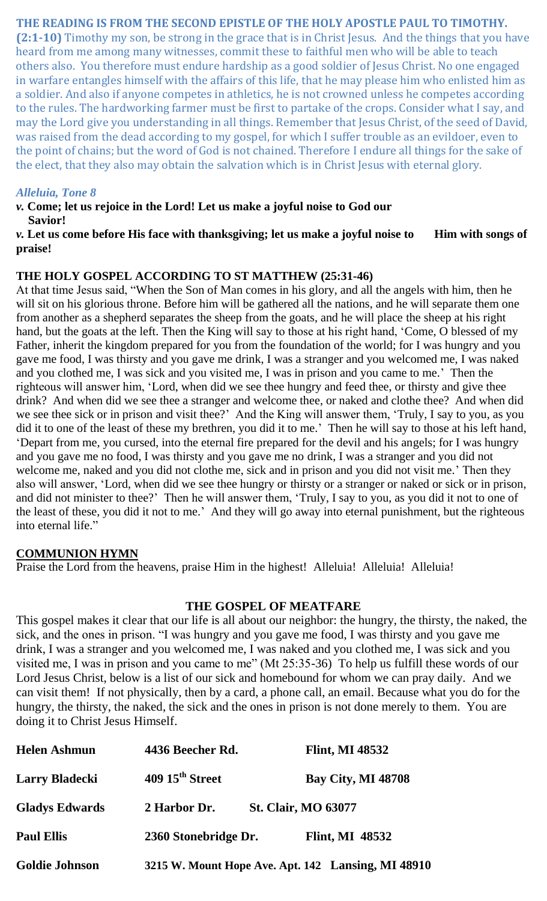### THE READING IS FROM THE SECOND EPISTLE OF THE HOLY APOSTLE PAUL TO TIMOTHY.

**(2:1-10)** Timothy my son, be strong in the grace that is in Christ Jesus. And the things that you have heard from me among many witnesses, commit these to faithful men who will be able to teach others also. You therefore must endure hardship as a good soldier of Jesus Christ. No one engaged in warfare entangles himself with the affairs of this life, that he may please him who enlisted him as a soldier. And also if anyone competes in athletics, he is not crowned unless he competes according to the rules. The hardworking farmer must be first to partake of the crops. Consider what I say, and may the Lord give you understanding in all things. Remember that Jesus Christ, of the seed of David, was raised from the dead according to my gospel, for which I suffer trouble as an evildoer, even to the point of chains; but the word of God is not chained. Therefore I endure all things for the sake of the elect, that they also may obtain the salvation which is in Christ Jesus with eternal glory.

***Alleluia, Tone 8***

*v.* **Come; let us rejoice in the Lord! Let us make a joyful noise to God our Savior!**

*v.* **Let us come before His face with thanksgiving; let us make a joyful noise to Him with songs of praise!**

### THE HOLY GOSPEL ACCORDING TO ST MATTHEW (25:31-46)

At that time Jesus said, "When the Son of Man comes in his glory, and all the angels with him, then he will sit on his glorious throne. Before him will be gathered all the nations, and he will separate them one from another as a shepherd separates the sheep from the goats, and he will place the sheep at his right hand, but the goats at the left. Then the King will say to those at his right hand, 'Come, O blessed of my Father, inherit the kingdom prepared for you from the foundation of the world; for I was hungry and you gave me food, I was thirsty and you gave me drink, I was a stranger and you welcomed me, I was naked and you clothed me, I was sick and you visited me, I was in prison and you came to me.' Then the righteous will answer him, 'Lord, when did we see thee hungry and feed thee, or thirsty and give thee drink? And when did we see thee a stranger and welcome thee, or naked and clothe thee? And when did we see thee sick or in prison and visit thee?' And the King will answer them, 'Truly, I say to you, as you did it to one of the least of these my brethren, you did it to me.' Then he will say to those at his left hand, 'Depart from me, you cursed, into the eternal fire prepared for the devil and his angels; for I was hungry and you gave me no food, I was thirsty and you gave me no drink, I was a stranger and you did not welcome me, naked and you did not clothe me, sick and in prison and you did not visit me.' Then they also will answer, 'Lord, when did we see thee hungry or thirsty or a stranger or naked or sick or in prison, and did not minister to thee?' Then he will answer them, 'Truly, I say to you, as you did it not to one of the least of these, you did it not to me.' And they will go away into eternal punishment, but the righteous into eternal life."

### COMMUNION HYMN

Praise the Lord from the heavens, praise Him in the highest! Alleluia! Alleluia! Alleluia!

### THE GOSPEL OF MEATFARE

This gospel makes it clear that our life is all about our neighbor: the hungry, the thirsty, the naked, the sick, and the ones in prison. "I was hungry and you gave me food, I was thirsty and you gave me drink, I was a stranger and you welcomed me, I was naked and you clothed me, I was sick and you visited me, I was in prison and you came to me" (Mt 25:35-36) To help us fulfill these words of our Lord Jesus Christ, below is a list of our sick and homebound for whom we can pray daily. And we can visit them! If not physically, then by a card, a phone call, an email. Because what you do for the hungry, the thirsty, the naked, the sick and the ones in prison is not done merely to them. You are doing it to Christ Jesus Himself.

| | | |
|---|---|---|
| **Helen Ashmun** | **4436 Beecher Rd.** | **Flint, MI 48532** |
| **Larry Bladecki** | **409 15th Street** | **Bay City, MI 48708** |
| **Gladys Edwards** | **2 Harbor Dr.** | **St. Clair, MO 63077** |
| **Paul Ellis** | **2360 Stonebridge Dr.** | **Flint, MI 48532** |
| **Goldie Johnson** | **3215 W. Mount Hope Ave. Apt. 142** | **Lansing, MI 48910** |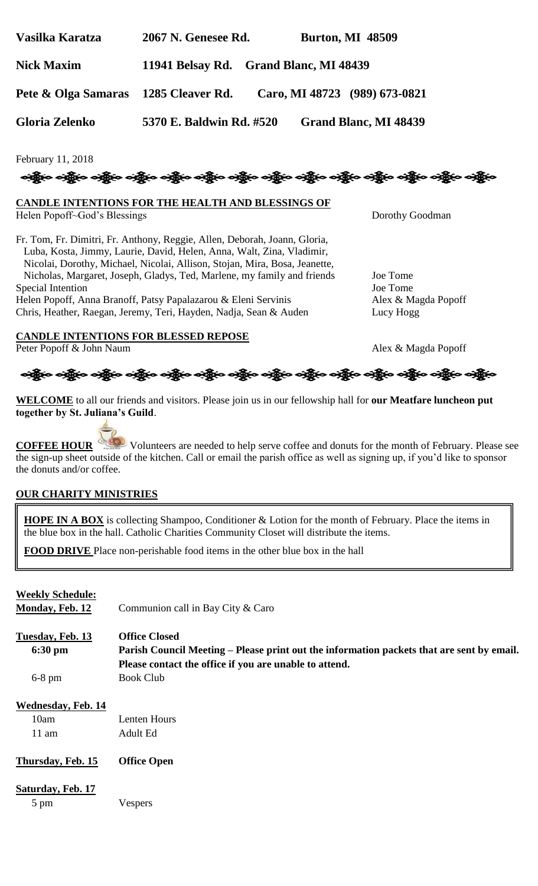| | | |
|---|---|---|
| **Vasilka Karatza** | **2067 N. Genesee Rd.** | **Burton, MI 48509** |
| **Nick Maxim** | **11941 Belsay Rd.** | **Grand Blanc, MI 48439** |
| **Pete & Olga Samaras** | **1285 Cleaver Rd.** | **Caro, MI 48723 (989) 673-0821** |
| **Gloria Zelenko** | **5370 E. Baldwin Rd. #520** | **Grand Blanc, MI 48439** |

February 11, 2018

## CANDLE INTENTIONS FOR THE HEALTH AND BLESSINGS OF

| | |
|---|---|
| Helen Popoff~God's Blessings | Dorothy Goodman |
| Fr. Tom, Fr. Dimitri, Fr. Anthony, Reggie, Allen, Deborah, Joann, Gloria, Luba, Kosta, Jimmy, Laurie, David, Helen, Anna, Walt, Zina, Vladimir, Nicolai, Dorothy, Michael, Nicolai, Allison, Stojan, Mira, Bosa, Jeanette, Nicholas, Margaret, Joseph, Gladys, Ted, Marlene, my family and friends | Joe Tome |
| Special Intention | Joe Tome |
| Helen Popoff, Anna Branoff, Patsy Papalazarou & Eleni Servinis | Alex & Magda Popoff |
| Chris, Heather, Raegan, Jeremy, Teri, Hayden, Nadja, Sean & Auden | Lucy Hogg |

## CANDLE INTENTIONS FOR BLESSED REPOSE

| | |
|---|---|
| Peter Popoff & John Naum | Alex & Magda Popoff |

**WELCOME** to all our friends and visitors. Please join us in our fellowship hall for **our Meatfare luncheon put together by St. Juliana's Guild**.

**COFFEE HOUR** Volunteers are needed to help serve coffee and donuts for the month of February. Please see the sign-up sheet outside of the kitchen. Call or email the parish office as well as signing up, if you'd like to sponsor the donuts and/or coffee.

## OUR CHARITY MINISTRIES

**HOPE IN A BOX** is collecting Shampoo, Conditioner & Lotion for the month of February. Place the items in the blue box in the hall. Catholic Charities Community Closet will distribute the items.

**FOOD DRIVE** Place non-perishable food items in the other blue box in the hall

**Weekly Schedule:**

**Monday, Feb. 12** Communion call in Bay City & Caro

**Tuesday, Feb. 13** **Office Closed**

6:30 pm **Parish Council Meeting – Please print out the information packets that are sent by email. Please contact the office if you are unable to attend.**

6-8 pm Book Club

**Wednesday, Feb. 14**

10am Lenten Hours

11 am Adult Ed

**Thursday, Feb. 15** **Office Open**

**Saturday, Feb. 17**

5 pm Vespers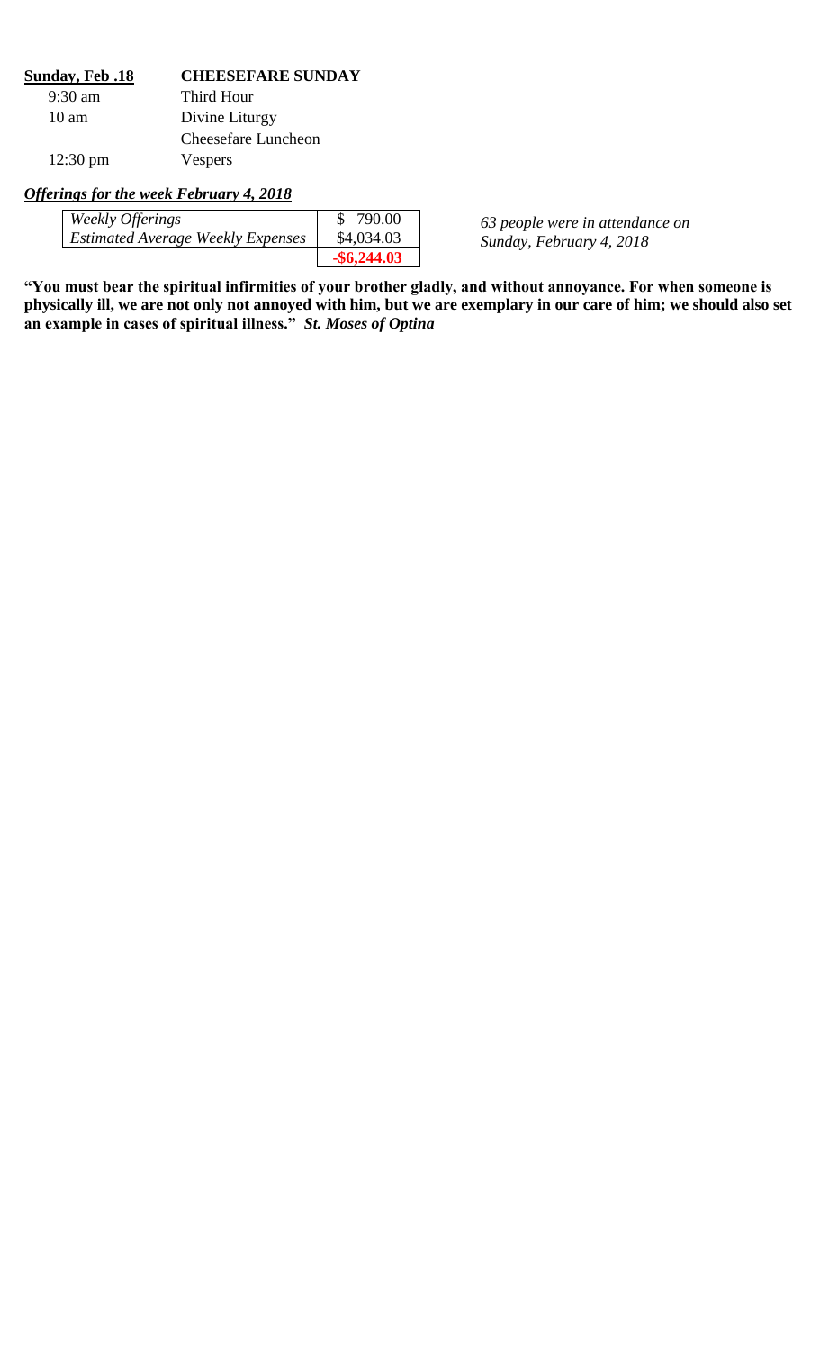**Sunday, Feb .18** **CHEESEFARE SUNDAY**

| | |
|---|---|
| 9:30 am | Third Hour |
| 10 am | Divine Liturgy |
| | Cheesefare Luncheon |
| 12:30 pm | Vespers |

***Offerings for the week February 4, 2018***

| | |
|---|---|
| *Weekly Offerings* | $ 790.00 |
| *Estimated Average Weekly Expenses* | $4,034.03 |
| | **-$6,244.03** |

*63 people were in attendance on Sunday, February 4, 2018*

**"You must bear the spiritual infirmities of your brother gladly, and without annoyance. For when someone is physically ill, we are not only not annoyed with him, but we are exemplary in our care of him; we should also set an example in cases of spiritual illness."** ***St. Moses of Optina***